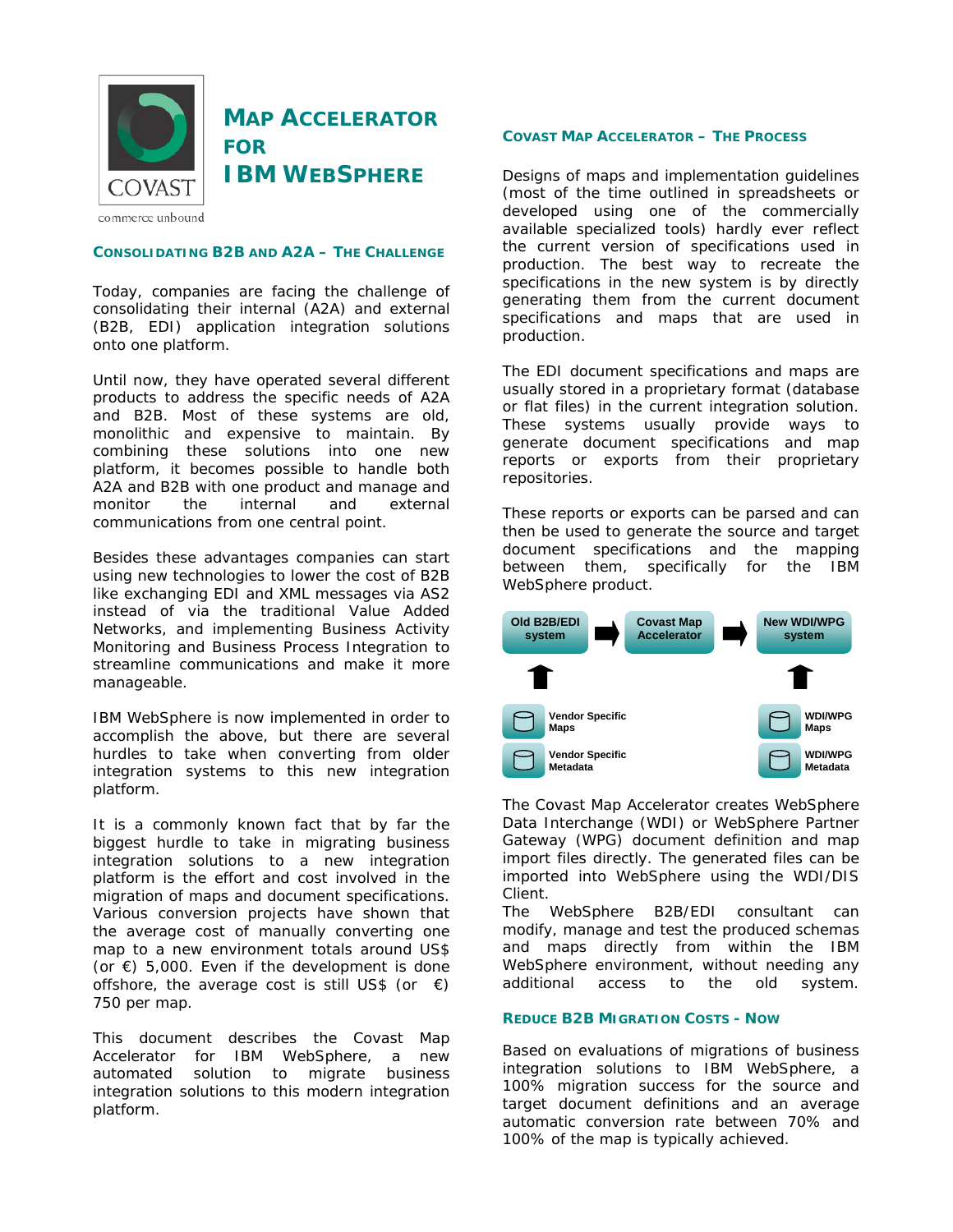COVAST

commerce unbound

# Map Accelerator for IBM WebSphere

## Consolidating B2B and A2A – The Challenge

Today, companies are facing the challenge of consolidating their internal (A2A) and external (B2B, EDI) application integration solutions onto one platform.

Until now, they have operated several different products to address the specific needs of A2A and B2B. Most of these systems are old, monolithic and expensive to maintain. By combining these solutions into one new platform, it becomes possible to handle both A2A and B2B with one product and manage and monitor the internal and external communications from one central point.

Besides these advantages companies can start using new technologies to lower the cost of B2B like exchanging EDI and XML messages via AS2 instead of via the traditional Value Added Networks, and implementing Business Activity Monitoring and Business Process Integration to streamline communications and make it more manageable.

IBM WebSphere is now implemented in order to accomplish the above, but there are several hurdles to take when converting from older integration systems to this new integration platform.

It is a commonly known fact that by far the biggest hurdle to take in migrating business integration solutions to a new integration platform is the effort and cost involved in the migration of maps and document specifications. Various conversion projects have shown that the average cost of manually converting one map to a new environment totals around US$ (or €) 5,000. Even if the development is done offshore, the average cost is still US$ (or €) 750 per map.

This document describes the Covast Map Accelerator for IBM WebSphere, a new automated solution to migrate business integration solutions to this modern integration platform.

## Covast Map Accelerator – The Process

Designs of maps and implementation guidelines (most of the time outlined in spreadsheets or developed using one of the commercially available specialized tools) hardly ever reflect the current version of specifications used in production. The best way to recreate the specifications in the new system is by directly generating them from the current document specifications and maps that are used in production.

The EDI document specifications and maps are usually stored in a proprietary format (database or flat files) in the current integration solution. These systems usually provide ways to generate document specifications and map reports or exports from their proprietary repositories.

These reports or exports can be parsed and can then be used to generate the source and target document specifications and the mapping between them, specifically for the IBM WebSphere product.

Old B2B/EDI system → Covast Map Accelerator → New WDI/WPG system

Vendor Specific Maps, Vendor Specific Metadata → Old B2B/EDI system

WDI/WPG Maps, WDI/WPG Metadata → New WDI/WPG system

The Covast Map Accelerator creates WebSphere Data Interchange (WDI) or WebSphere Partner Gateway (WPG) document definition and map import files directly. The generated files can be imported into WebSphere using the WDI/DIS Client.

The WebSphere B2B/EDI consultant can modify, manage and test the produced schemas and maps directly from within the IBM WebSphere environment, without needing any additional access to the old system.

## Reduce B2B Migration Costs - Now

Based on evaluations of migrations of business integration solutions to IBM WebSphere, a 100% migration success for the source and target document definitions and an average automatic conversion rate between 70% and 100% of the map is typically achieved.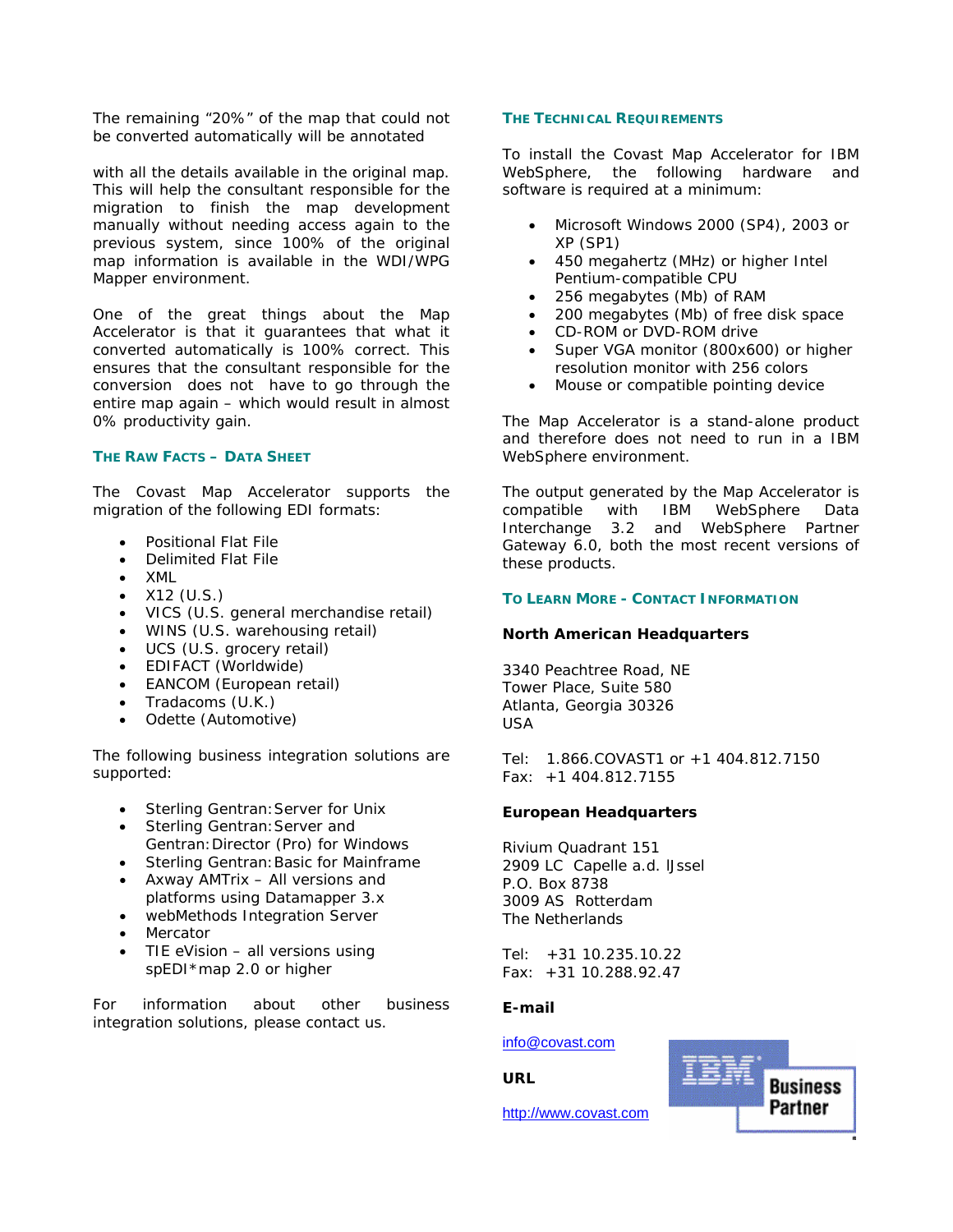The remaining "20%" of the map that could not be converted automatically will be annotated

with all the details available in the original map. This will help the consultant responsible for the migration to finish the map development manually without needing access again to the previous system, since 100% of the original map information is available in the WDI/WPG Mapper environment.

One of the great things about the Map Accelerator is that it guarantees that what it converted automatically is 100% correct. This ensures that the consultant responsible for the conversion does not have to go through the entire map again – which would result in almost 0% productivity gain.

## THE RAW FACTS – DATA SHEET

The Covast Map Accelerator supports the migration of the following EDI formats:

- Positional Flat File
- Delimited Flat File
- XML
- X12 (U.S.)
- VICS (U.S. general merchandise retail)
- WINS (U.S. warehousing retail)
- UCS (U.S. grocery retail)
- EDIFACT (Worldwide)
- EANCOM (European retail)
- Tradacoms (U.K.)
- Odette (Automotive)

The following business integration solutions are supported:

- Sterling Gentran:Server for Unix
- Sterling Gentran:Server and Gentran:Director (Pro) for Windows
- Sterling Gentran:Basic for Mainframe
- Axway AMTrix – All versions and platforms using Datamapper 3.x
- webMethods Integration Server
- Mercator
- TIE eVision – all versions using spEDI*map 2.0 or higher

For information about other business integration solutions, please contact us.

## THE TECHNICAL REQUIREMENTS

To install the Covast Map Accelerator for IBM WebSphere, the following hardware and software is required at a minimum:

- Microsoft Windows 2000 (SP4), 2003 or XP (SP1)
- 450 megahertz (MHz) or higher Intel Pentium-compatible CPU
- 256 megabytes (Mb) of RAM
- 200 megabytes (Mb) of free disk space
- CD-ROM or DVD-ROM drive
- Super VGA monitor (800x600) or higher resolution monitor with 256 colors
- Mouse or compatible pointing device

The Map Accelerator is a stand-alone product and therefore does not need to run in a IBM WebSphere environment.

The output generated by the Map Accelerator is compatible with IBM WebSphere Data Interchange 3.2 and WebSphere Partner Gateway 6.0, both the most recent versions of these products.

## TO LEARN MORE - CONTACT INFORMATION

**North American Headquarters**

3340 Peachtree Road, NE
Tower Place, Suite 580
Atlanta, Georgia 30326
USA

Tel: 1.866.COVAST1 or +1 404.812.7150
Fax: +1 404.812.7155

**European Headquarters**

Rivium Quadrant 151
2909 LC Capelle a.d. IJssel
P.O. Box 8738
3009 AS Rotterdam
The Netherlands

Tel: +31 10.235.10.22
Fax: +31 10.288.92.47

**E-mail**

info@covast.com

**URL**

http://www.covast.com

IBM Business Partner